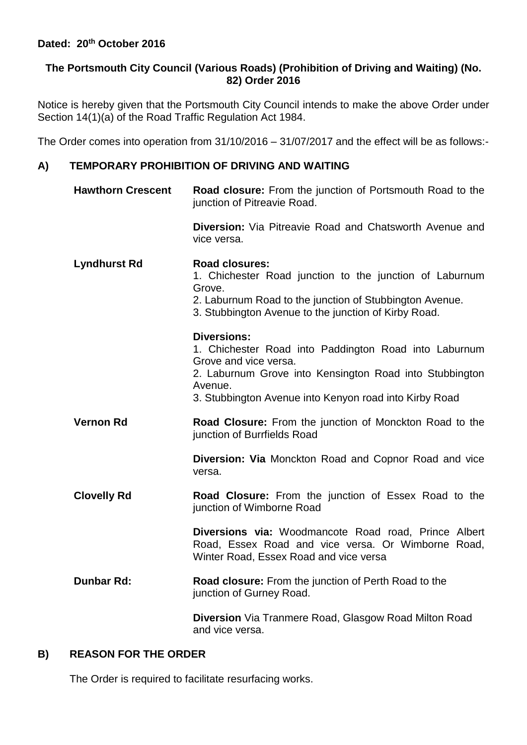**Dated: 20th October 2016**

**The Portsmouth City Council (Various Roads) (Prohibition of Driving and Waiting) (No. 82) Order 2016**

Notice is hereby given that the Portsmouth City Council intends to make the above Order under Section 14(1)(a) of the Road Traffic Regulation Act 1984.

The Order comes into operation from 31/10/2016 – 31/07/2017 and the effect will be as follows:-

## A) TEMPORARY PROHIBITION OF DRIVING AND WAITING

**Hawthorn Crescent**

**Road closure:** From the junction of Portsmouth Road to the junction of Pitreavie Road.

**Diversion:** Via Pitreavie Road and Chatsworth Avenue and vice versa.

**Lyndhurst Rd**

**Road closures:**
1. Chichester Road junction to the junction of Laburnum Grove.
2. Laburnum Road to the junction of Stubbington Avenue.
3. Stubbington Avenue to the junction of Kirby Road.

**Diversions:**
1. Chichester Road into Paddington Road into Laburnum Grove and vice versa.
2. Laburnum Grove into Kensington Road into Stubbington Avenue.
3. Stubbington Avenue into Kenyon road into Kirby Road

**Vernon Rd**

**Road Closure:** From the junction of Monckton Road to the junction of Burrfields Road

**Diversion: Via** Monckton Road and Copnor Road and vice versa.

**Clovelly Rd**

**Road Closure:** From the junction of Essex Road to the junction of Wimborne Road

**Diversions via:** Woodmancote Road road, Prince Albert Road, Essex Road and vice versa. Or Wimborne Road, Winter Road, Essex Road and vice versa

**Dunbar Rd:**

**Road closure:** From the junction of Perth Road to the junction of Gurney Road.

**Diversion** Via Tranmere Road, Glasgow Road Milton Road and vice versa.

## B) REASON FOR THE ORDER

The Order is required to facilitate resurfacing works.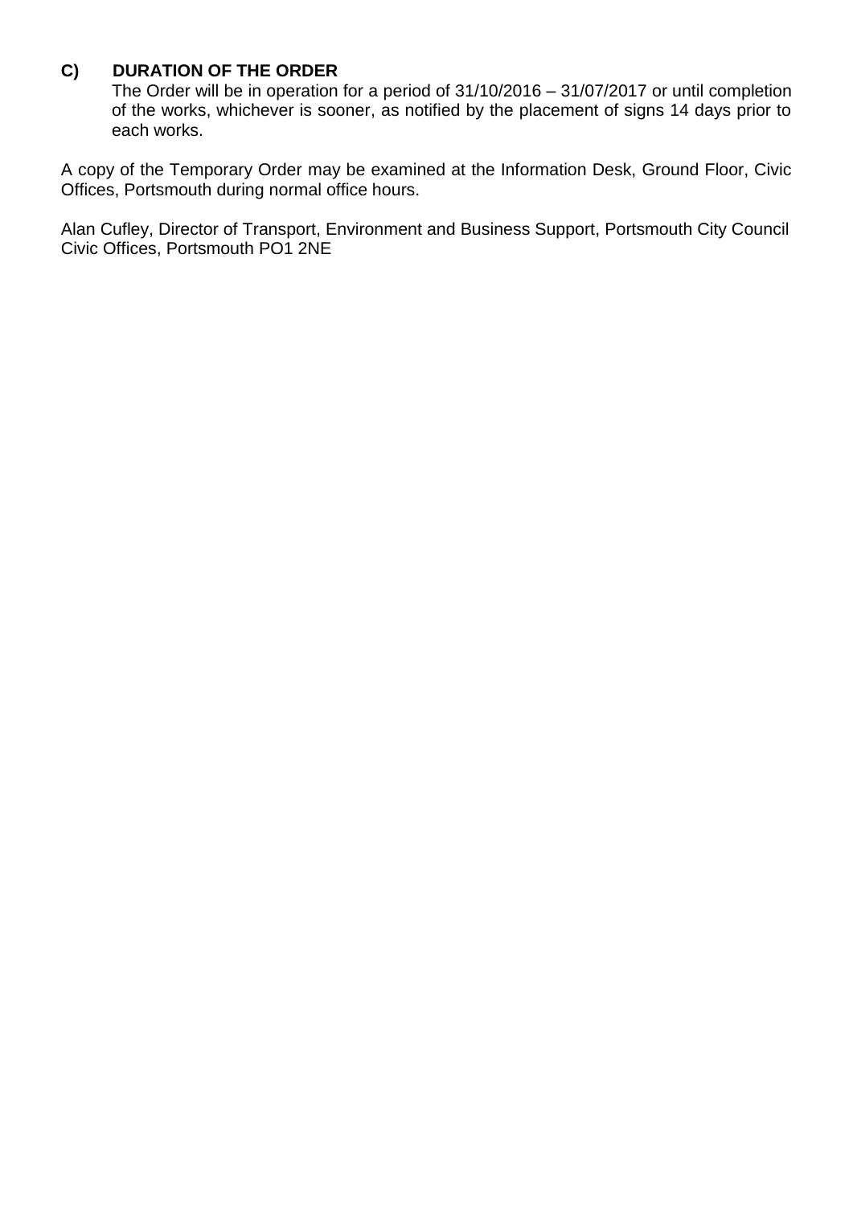**C) DURATION OF THE ORDER**

The Order will be in operation for a period of 31/10/2016 – 31/07/2017 or until completion of the works, whichever is sooner, as notified by the placement of signs 14 days prior to each works.

A copy of the Temporary Order may be examined at the Information Desk, Ground Floor, Civic Offices, Portsmouth during normal office hours.

Alan Cufley, Director of Transport, Environment and Business Support, Portsmouth City Council
Civic Offices, Portsmouth PO1 2NE